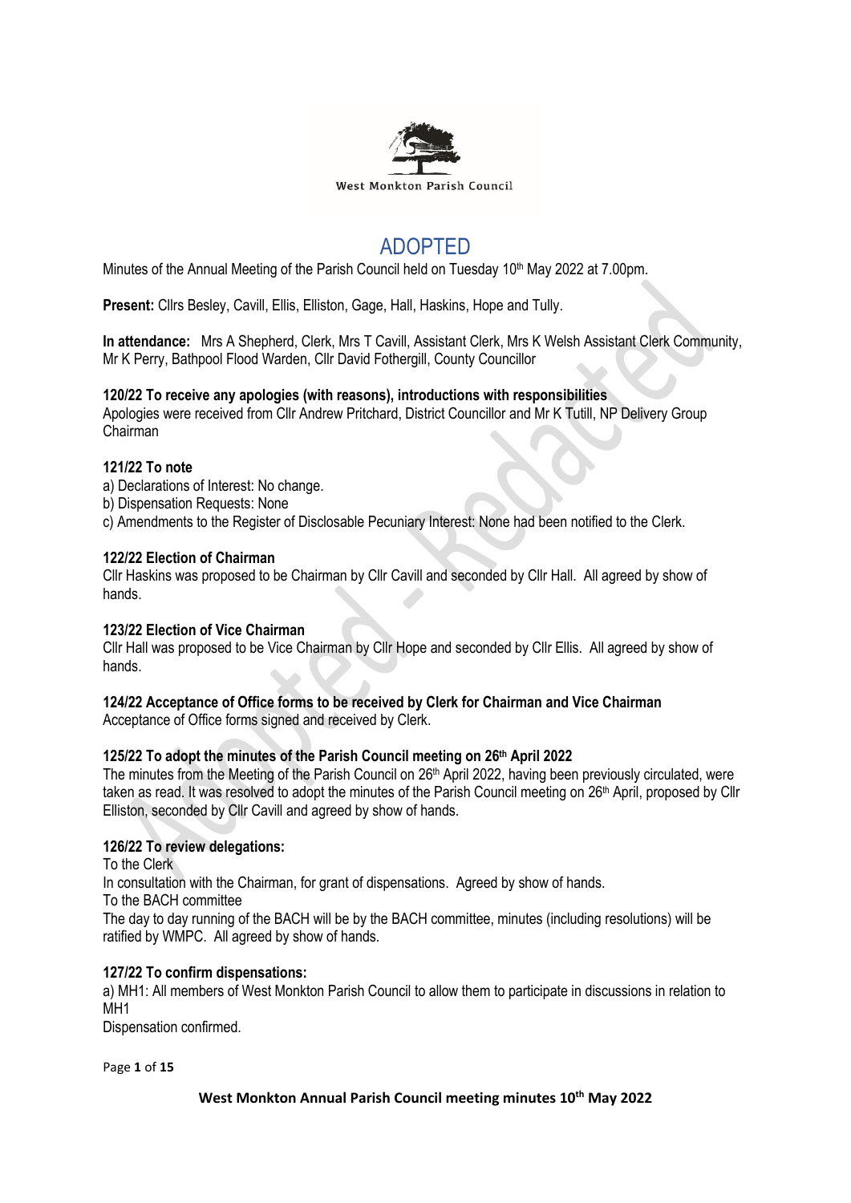West Monkton Parish Council

# ADOPTED

Minutes of the Annual Meeting of the Parish Council held on Tuesday 10th May 2022 at 7.00pm.

**Present:** Cllrs Besley, Cavill, Ellis, Elliston, Gage, Hall, Haskins, Hope and Tully.

**In attendance:** Mrs A Shepherd, Clerk, Mrs T Cavill, Assistant Clerk, Mrs K Welsh Assistant Clerk Community, Mr K Perry, Bathpool Flood Warden, Cllr David Fothergill, County Councillor

**120/22 To receive any apologies (with reasons), introductions with responsibilities**

Apologies were received from Cllr Andrew Pritchard, District Councillor and Mr K Tutill, NP Delivery Group Chairman

**121/22 To note**

a) Declarations of Interest: No change.
b) Dispensation Requests: None
c) Amendments to the Register of Disclosable Pecuniary Interest: None had been notified to the Clerk.

**122/22 Election of Chairman**

Cllr Haskins was proposed to be Chairman by Cllr Cavill and seconded by Cllr Hall. All agreed by show of hands.

**123/22 Election of Vice Chairman**

Cllr Hall was proposed to be Vice Chairman by Cllr Hope and seconded by Cllr Ellis. All agreed by show of hands.

**124/22 Acceptance of Office forms to be received by Clerk for Chairman and Vice Chairman**

Acceptance of Office forms signed and received by Clerk.

**125/22 To adopt the minutes of the Parish Council meeting on 26th April 2022**

The minutes from the Meeting of the Parish Council on 26th April 2022, having been previously circulated, were taken as read. It was resolved to adopt the minutes of the Parish Council meeting on 26th April, proposed by Cllr Elliston, seconded by Cllr Cavill and agreed by show of hands.

**126/22 To review delegations:**

To the Clerk
In consultation with the Chairman, for grant of dispensations. Agreed by show of hands.
To the BACH committee
The day to day running of the BACH will be by the BACH committee, minutes (including resolutions) will be ratified by WMPC. All agreed by show of hands.

**127/22 To confirm dispensations:**

a) MH1: All members of West Monkton Parish Council to allow them to participate in discussions in relation to MH1
Dispensation confirmed.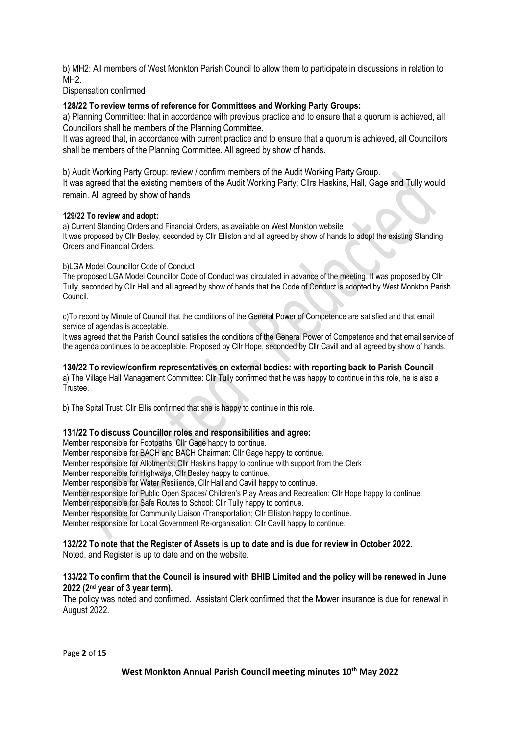b) MH2: All members of West Monkton Parish Council to allow them to participate in discussions in relation to MH2.

Dispensation confirmed

**128/22 To review terms of reference for Committees and Working Party Groups:**

a) Planning Committee: that in accordance with previous practice and to ensure that a quorum is achieved, all Councillors shall be members of the Planning Committee.

It was agreed that, in accordance with current practice and to ensure that a quorum is achieved, all Councillors shall be members of the Planning Committee. All agreed by show of hands.

b) Audit Working Party Group: review / confirm members of the Audit Working Party Group.

It was agreed that the existing members of the Audit Working Party; Cllrs Haskins, Hall, Gage and Tully would remain. All agreed by show of hands

**129/22 To review and adopt:**

a) Current Standing Orders and Financial Orders, as available on West Monkton website

It was proposed by Cllr Besley, seconded by Cllr Elliston and all agreed by show of hands to adopt the existing Standing Orders and Financial Orders.

b)LGA Model Councillor Code of Conduct

The proposed LGA Model Councillor Code of Conduct was circulated in advance of the meeting. It was proposed by Cllr Tully, seconded by Cllr Hall and all agreed by show of hands that the Code of Conduct is adopted by West Monkton Parish Council.

c)To record by Minute of Council that the conditions of the General Power of Competence are satisfied and that email service of agendas is acceptable.

It was agreed that the Parish Council satisfies the conditions of the General Power of Competence and that email service of the agenda continues to be acceptable. Proposed by Cllr Hope, seconded by Cllr Cavill and all agreed by show of hands.

**130/22 To review/confirm representatives on external bodies: with reporting back to Parish Council**

a) The Village Hall Management Committee: Cllr Tully confirmed that he was happy to continue in this role, he is also a Trustee.

b) The Spital Trust: Cllr Ellis confirmed that she is happy to continue in this role.

**131/22 To discuss Councillor roles and responsibilities and agree:**

Member responsible for Footpaths: Cllr Gage happy to continue.
Member responsible for BACH and BACH Chairman: Cllr Gage happy to continue.
Member responsible for Allotments: Cllr Haskins happy to continue with support from the Clerk
Member responsible for Highways, Cllr Besley happy to continue.
Member responsible for Water Resilience, Cllr Hall and Cavill happy to continue.
Member responsible for Public Open Spaces/ Children's Play Areas and Recreation: Cllr Hope happy to continue.
Member responsible for Safe Routes to School: Cllr Tully happy to continue.
Member responsible for Community Liaison /Transportation; Cllr Elliston happy to continue.
Member responsible for Local Government Re-organisation: Cllr Cavill happy to continue.

**132/22 To note that the Register of Assets is up to date and is due for review in October 2022.**

Noted, and Register is up to date and on the website.

**133/22 To confirm that the Council is insured with BHIB Limited and the policy will be renewed in June 2022 (2nd year of 3 year term).**

The policy was noted and confirmed. Assistant Clerk confirmed that the Mower insurance is due for renewal in August 2022.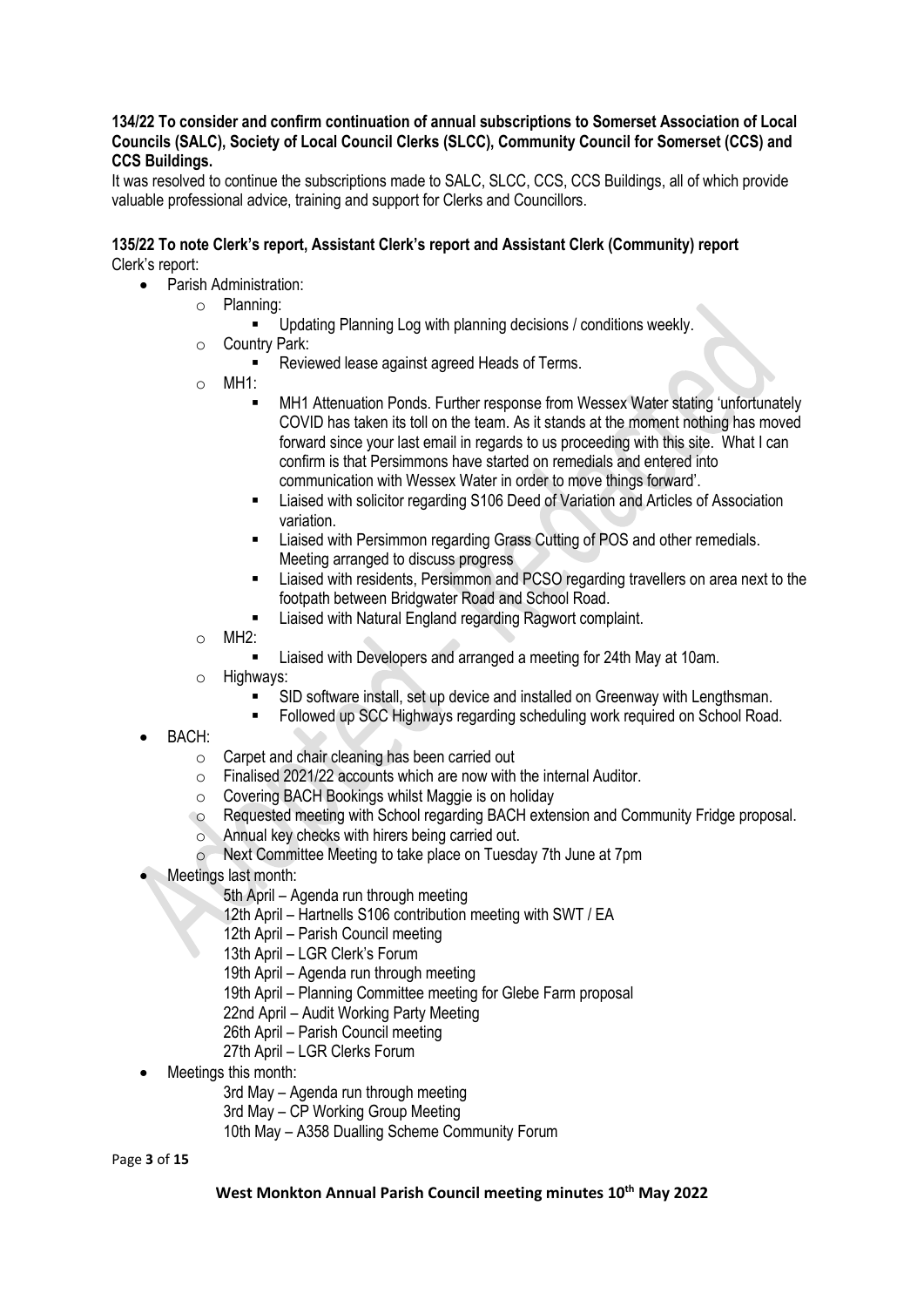**134/22 To consider and confirm continuation of annual subscriptions to Somerset Association of Local Councils (SALC), Society of Local Council Clerks (SLCC), Community Council for Somerset (CCS) and CCS Buildings.**

It was resolved to continue the subscriptions made to SALC, SLCC, CCS, CCS Buildings, all of which provide valuable professional advice, training and support for Clerks and Councillors.

**135/22 To note Clerk's report, Assistant Clerk's report and Assistant Clerk (Community) report**

Clerk's report:

- Parish Administration:
  - Planning:
    - Updating Planning Log with planning decisions / conditions weekly.
  - Country Park:
    - Reviewed lease against agreed Heads of Terms.
  - MH1:
    - MH1 Attenuation Ponds. Further response from Wessex Water stating 'unfortunately COVID has taken its toll on the team. As it stands at the moment nothing has moved forward since your last email in regards to us proceeding with this site. What I can confirm is that Persimmons have started on remedials and entered into communication with Wessex Water in order to move things forward'.
    - Liaised with solicitor regarding S106 Deed of Variation and Articles of Association variation.
    - Liaised with Persimmon regarding Grass Cutting of POS and other remedials. Meeting arranged to discuss progress
    - Liaised with residents, Persimmon and PCSO regarding travellers on area next to the footpath between Bridgwater Road and School Road.
    - Liaised with Natural England regarding Ragwort complaint.
  - MH2:
    - Liaised with Developers and arranged a meeting for 24th May at 10am.
  - Highways:
    - SID software install, set up device and installed on Greenway with Lengthsman.
    - Followed up SCC Highways regarding scheduling work required on School Road.
- BACH:
  - Carpet and chair cleaning has been carried out
  - Finalised 2021/22 accounts which are now with the internal Auditor.
  - Covering BACH Bookings whilst Maggie is on holiday
  - Requested meeting with School regarding BACH extension and Community Fridge proposal.
  - Annual key checks with hirers being carried out.
  - Next Committee Meeting to take place on Tuesday 7th June at 7pm
- Meetings last month:

  5th April – Agenda run through meeting
  12th April – Hartnells S106 contribution meeting with SWT / EA
  12th April – Parish Council meeting
  13th April – LGR Clerk's Forum
  19th April – Agenda run through meeting
  19th April – Planning Committee meeting for Glebe Farm proposal
  22nd April – Audit Working Party Meeting
  26th April – Parish Council meeting
  27th April – LGR Clerks Forum
- Meetings this month:

  3rd May – Agenda run through meeting
  3rd May – CP Working Group Meeting
  10th May – A358 Dualling Scheme Community Forum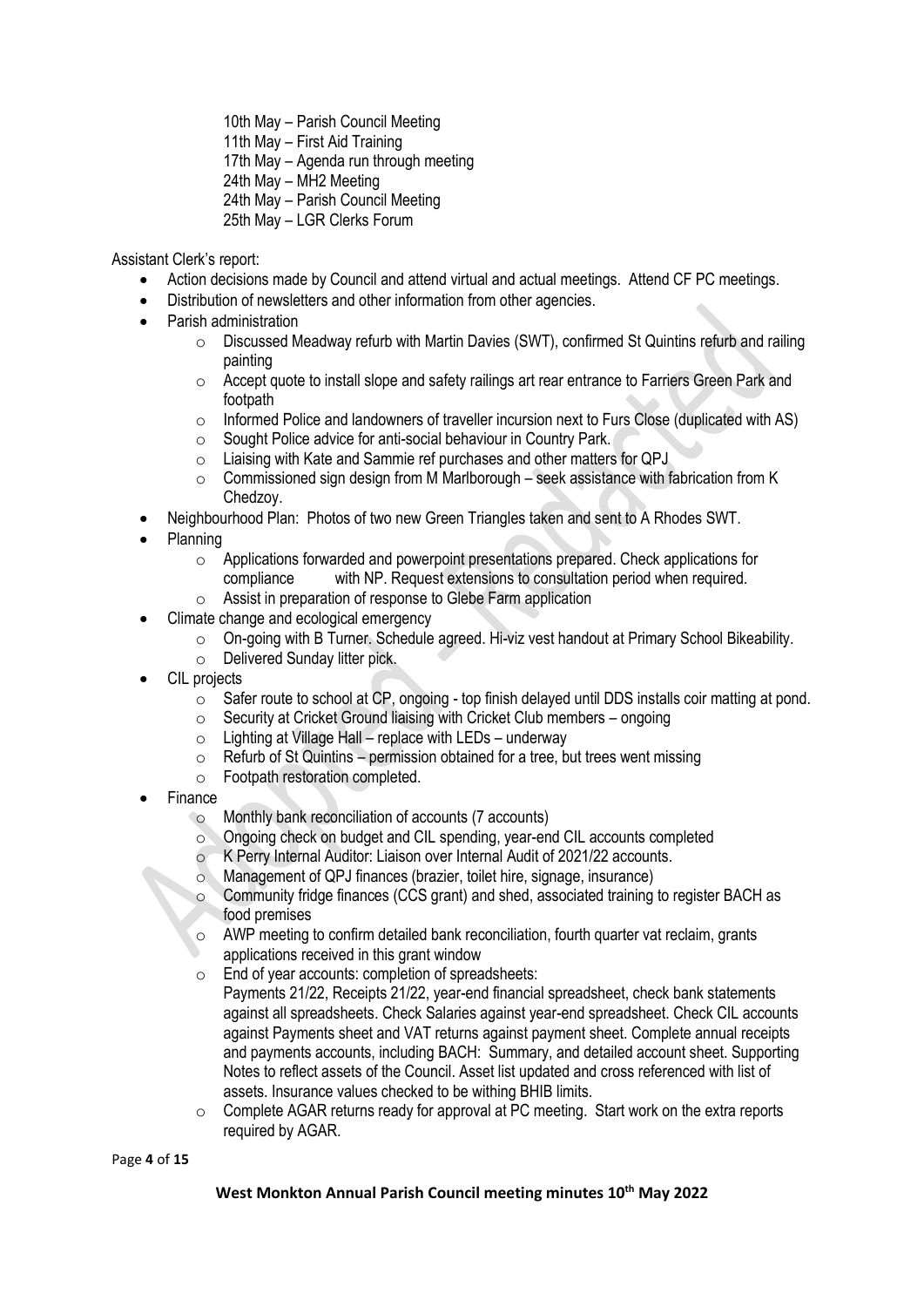10th May – Parish Council Meeting
11th May – First Aid Training
17th May – Agenda run through meeting
24th May – MH2 Meeting
24th May – Parish Council Meeting
25th May – LGR Clerks Forum

Assistant Clerk's report:

- Action decisions made by Council and attend virtual and actual meetings. Attend CF PC meetings.
- Distribution of newsletters and other information from other agencies.
- Parish administration
  - Discussed Meadway refurb with Martin Davies (SWT), confirmed St Quintins refurb and railing painting
  - Accept quote to install slope and safety railings art rear entrance to Farriers Green Park and footpath
  - Informed Police and landowners of traveller incursion next to Furs Close (duplicated with AS)
  - Sought Police advice for anti-social behaviour in Country Park.
  - Liaising with Kate and Sammie ref purchases and other matters for QPJ
  - Commissioned sign design from M Marlborough – seek assistance with fabrication from K Chedzoy.
- Neighbourhood Plan: Photos of two new Green Triangles taken and sent to A Rhodes SWT.
- Planning
  - Applications forwarded and powerpoint presentations prepared. Check applications for compliance with NP. Request extensions to consultation period when required.
  - Assist in preparation of response to Glebe Farm application
- Climate change and ecological emergency
  - On-going with B Turner. Schedule agreed. Hi-viz vest handout at Primary School Bikeability.
  - Delivered Sunday litter pick.
- CIL projects
  - Safer route to school at CP, ongoing - top finish delayed until DDS installs coir matting at pond.
  - Security at Cricket Ground liaising with Cricket Club members – ongoing
  - Lighting at Village Hall – replace with LEDs – underway
  - Refurb of St Quintins – permission obtained for a tree, but trees went missing
  - Footpath restoration completed.
- Finance
  - Monthly bank reconciliation of accounts (7 accounts)
  - Ongoing check on budget and CIL spending, year-end CIL accounts completed
  - K Perry Internal Auditor: Liaison over Internal Audit of 2021/22 accounts.
  - Management of QPJ finances (brazier, toilet hire, signage, insurance)
  - Community fridge finances (CCS grant) and shed, associated training to register BACH as food premises
  - AWP meeting to confirm detailed bank reconciliation, fourth quarter vat reclaim, grants applications received in this grant window
  - End of year accounts: completion of spreadsheets:
    Payments 21/22, Receipts 21/22, year-end financial spreadsheet, check bank statements against all spreadsheets. Check Salaries against year-end spreadsheet. Check CIL accounts against Payments sheet and VAT returns against payment sheet. Complete annual receipts and payments accounts, including BACH: Summary, and detailed account sheet. Supporting Notes to reflect assets of the Council. Asset list updated and cross referenced with list of assets. Insurance values checked to be withing BHIB limits.
  - Complete AGAR returns ready for approval at PC meeting. Start work on the extra reports required by AGAR.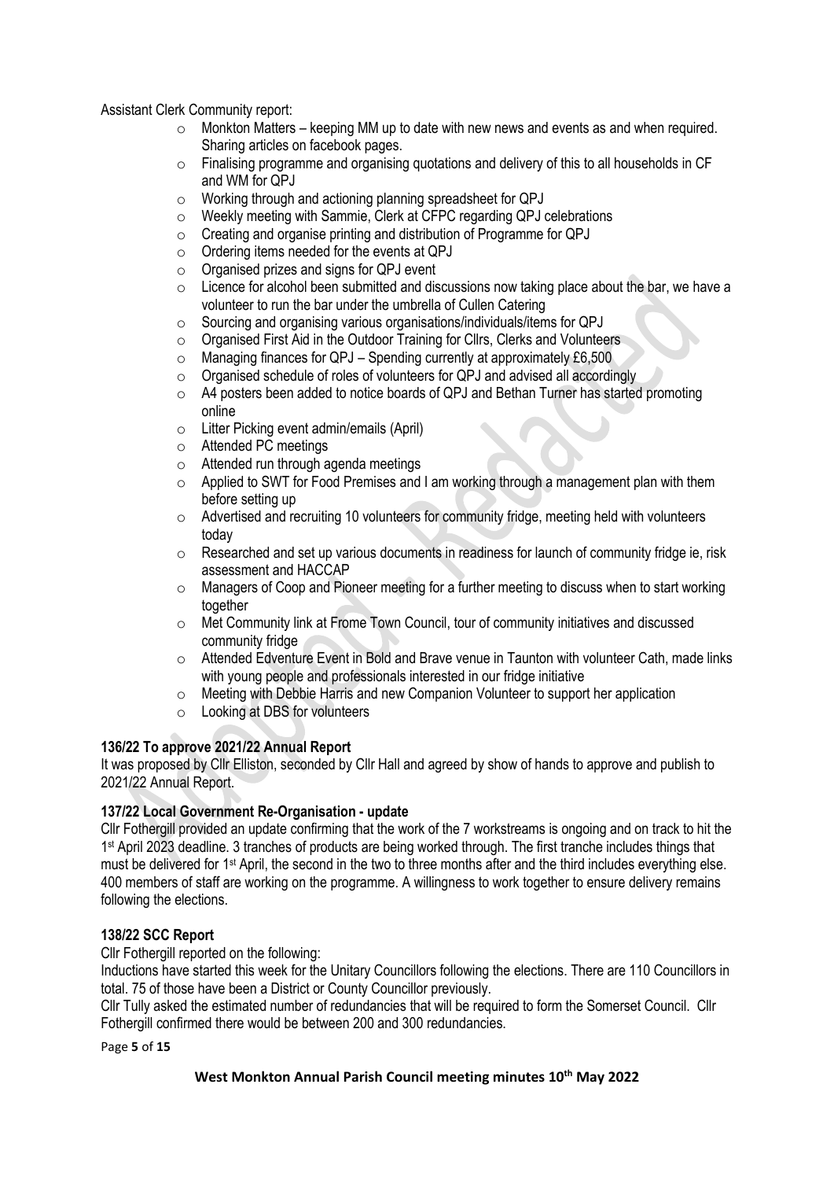Assistant Clerk Community report:

- Monkton Matters – keeping MM up to date with new news and events as and when required. Sharing articles on facebook pages.
- Finalising programme and organising quotations and delivery of this to all households in CF and WM for QPJ
- Working through and actioning planning spreadsheet for QPJ
- Weekly meeting with Sammie, Clerk at CFPC regarding QPJ celebrations
- Creating and organise printing and distribution of Programme for QPJ
- Ordering items needed for the events at QPJ
- Organised prizes and signs for QPJ event
- Licence for alcohol been submitted and discussions now taking place about the bar, we have a volunteer to run the bar under the umbrella of Cullen Catering
- Sourcing and organising various organisations/individuals/items for QPJ
- Organised First Aid in the Outdoor Training for Cllrs, Clerks and Volunteers
- Managing finances for QPJ – Spending currently at approximately £6,500
- Organised schedule of roles of volunteers for QPJ and advised all accordingly
- A4 posters been added to notice boards of QPJ and Bethan Turner has started promoting online
- Litter Picking event admin/emails (April)
- Attended PC meetings
- Attended run through agenda meetings
- Applied to SWT for Food Premises and I am working through a management plan with them before setting up
- Advertised and recruiting 10 volunteers for community fridge, meeting held with volunteers today
- Researched and set up various documents in readiness for launch of community fridge ie, risk assessment and HACCAP
- Managers of Coop and Pioneer meeting for a further meeting to discuss when to start working together
- Met Community link at Frome Town Council, tour of community initiatives and discussed community fridge
- Attended Edventure Event in Bold and Brave venue in Taunton with volunteer Cath, made links with young people and professionals interested in our fridge initiative
- Meeting with Debbie Harris and new Companion Volunteer to support her application
- Looking at DBS for volunteers

**136/22 To approve 2021/22 Annual Report**

It was proposed by Cllr Elliston, seconded by Cllr Hall and agreed by show of hands to approve and publish to 2021/22 Annual Report.

**137/22 Local Government Re-Organisation - update**

Cllr Fothergill provided an update confirming that the work of the 7 workstreams is ongoing and on track to hit the 1st April 2023 deadline. 3 tranches of products are being worked through. The first tranche includes things that must be delivered for 1st April, the second in the two to three months after and the third includes everything else. 400 members of staff are working on the programme. A willingness to work together to ensure delivery remains following the elections.

**138/22 SCC Report**

Cllr Fothergill reported on the following:

Inductions have started this week for the Unitary Councillors following the elections. There are 110 Councillors in total. 75 of those have been a District or County Councillor previously.

Cllr Tully asked the estimated number of redundancies that will be required to form the Somerset Council. Cllr Fothergill confirmed there would be between 200 and 300 redundancies.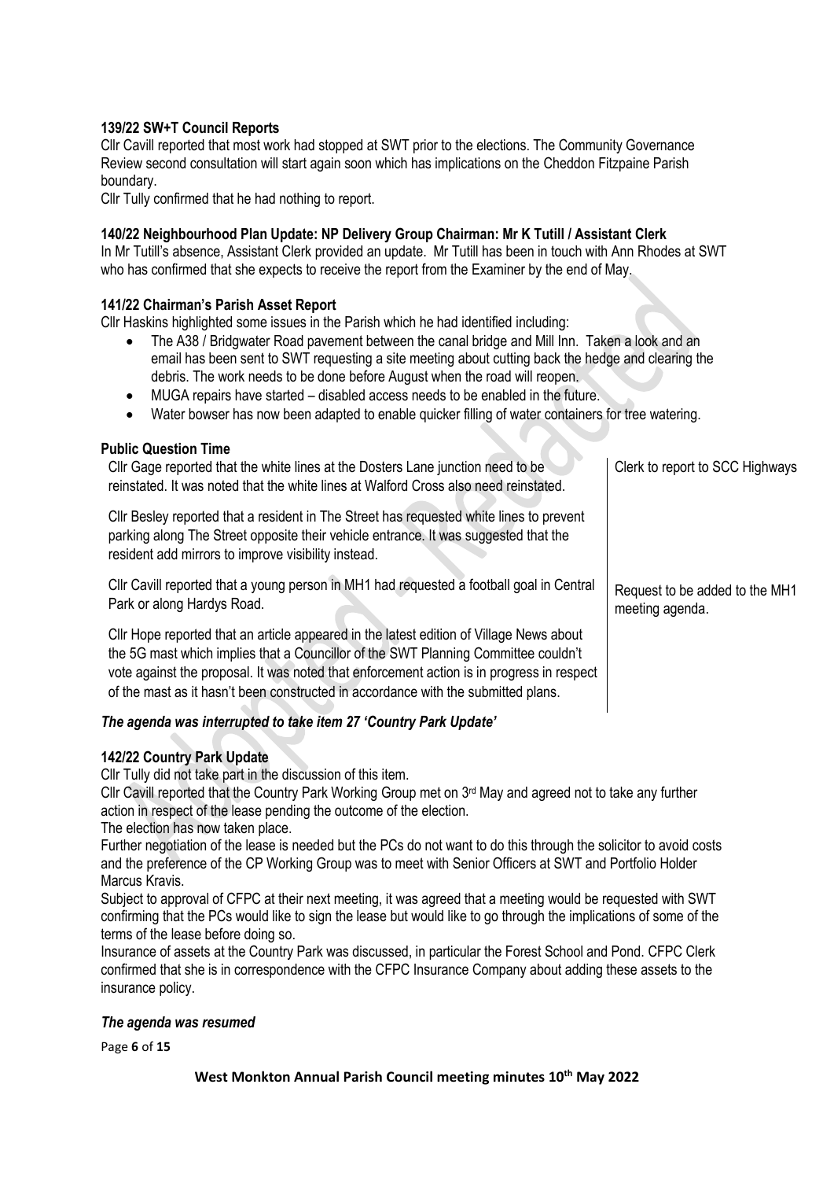**139/22 SW+T Council Reports**

Cllr Cavill reported that most work had stopped at SWT prior to the elections. The Community Governance Review second consultation will start again soon which has implications on the Cheddon Fitzpaine Parish boundary.

Cllr Tully confirmed that he had nothing to report.

**140/22 Neighbourhood Plan Update: NP Delivery Group Chairman: Mr K Tutill / Assistant Clerk**

In Mr Tutill's absence, Assistant Clerk provided an update. Mr Tutill has been in touch with Ann Rhodes at SWT who has confirmed that she expects to receive the report from the Examiner by the end of May.

**141/22 Chairman's Parish Asset Report**

Cllr Haskins highlighted some issues in the Parish which he had identified including:

- The A38 / Bridgwater Road pavement between the canal bridge and Mill Inn. Taken a look and an email has been sent to SWT requesting a site meeting about cutting back the hedge and clearing the debris. The work needs to be done before August when the road will reopen.
- MUGA repairs have started – disabled access needs to be enabled in the future.
- Water bowser has now been adapted to enable quicker filling of water containers for tree watering.

**Public Question Time**

| | |
|---|---|
| Cllr Gage reported that the white lines at the Dosters Lane junction need to be reinstated. It was noted that the white lines at Walford Cross also need reinstated. | Clerk to report to SCC Highways |
| Cllr Besley reported that a resident in The Street has requested white lines to prevent parking along The Street opposite their vehicle entrance. It was suggested that the resident add mirrors to improve visibility instead. | |
| Cllr Cavill reported that a young person in MH1 had requested a football goal in Central Park or along Hardys Road. | Request to be added to the MH1 meeting agenda. |
| Cllr Hope reported that an article appeared in the latest edition of Village News about the 5G mast which implies that a Councillor of the SWT Planning Committee couldn't vote against the proposal. It was noted that enforcement action is in progress in respect of the mast as it hasn't been constructed in accordance with the submitted plans. | |

***The agenda was interrupted to take item 27 'Country Park Update'***

**142/22 Country Park Update**

Cllr Tully did not take part in the discussion of this item.

Cllr Cavill reported that the Country Park Working Group met on 3rd May and agreed not to take any further action in respect of the lease pending the outcome of the election.

The election has now taken place.

Further negotiation of the lease is needed but the PCs do not want to do this through the solicitor to avoid costs and the preference of the CP Working Group was to meet with Senior Officers at SWT and Portfolio Holder Marcus Kravis.

Subject to approval of CFPC at their next meeting, it was agreed that a meeting would be requested with SWT confirming that the PCs would like to sign the lease but would like to go through the implications of some of the terms of the lease before doing so.

Insurance of assets at the Country Park was discussed, in particular the Forest School and Pond. CFPC Clerk confirmed that she is in correspondence with the CFPC Insurance Company about adding these assets to the insurance policy.

***The agenda was resumed***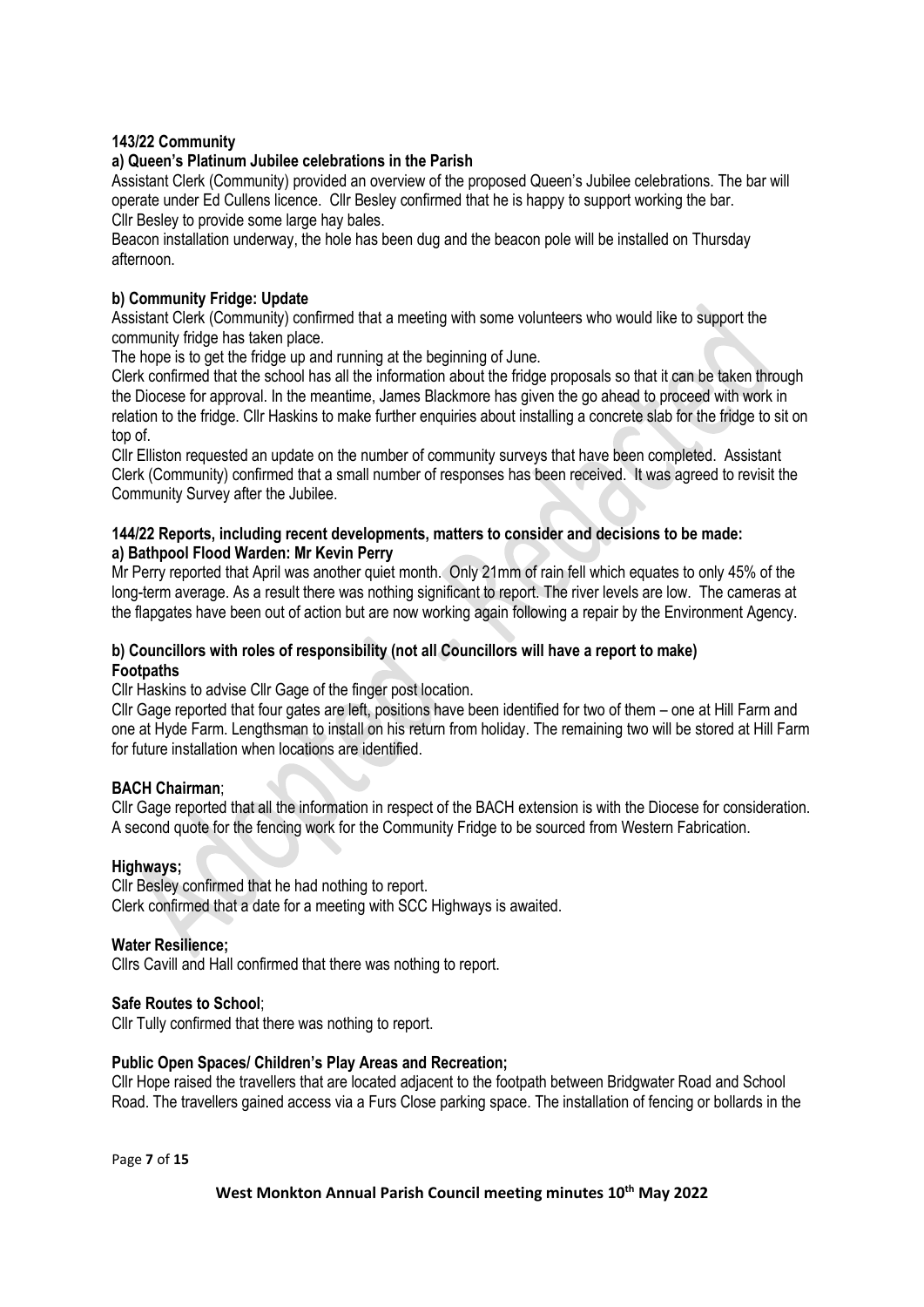**143/22 Community**

**a) Queen's Platinum Jubilee celebrations in the Parish**

Assistant Clerk (Community) provided an overview of the proposed Queen's Jubilee celebrations. The bar will operate under Ed Cullens licence. Cllr Besley confirmed that he is happy to support working the bar.
Cllr Besley to provide some large hay bales.

Beacon installation underway, the hole has been dug and the beacon pole will be installed on Thursday afternoon.

**b) Community Fridge: Update**

Assistant Clerk (Community) confirmed that a meeting with some volunteers who would like to support the community fridge has taken place.

The hope is to get the fridge up and running at the beginning of June.

Clerk confirmed that the school has all the information about the fridge proposals so that it can be taken through the Diocese for approval. In the meantime, James Blackmore has given the go ahead to proceed with work in relation to the fridge. Cllr Haskins to make further enquiries about installing a concrete slab for the fridge to sit on top of.

Cllr Elliston requested an update on the number of community surveys that have been completed. Assistant Clerk (Community) confirmed that a small number of responses has been received. It was agreed to revisit the Community Survey after the Jubilee.

**144/22 Reports, including recent developments, matters to consider and decisions to be made:**

**a) Bathpool Flood Warden: Mr Kevin Perry**

Mr Perry reported that April was another quiet month. Only 21mm of rain fell which equates to only 45% of the long-term average. As a result there was nothing significant to report. The river levels are low. The cameras at the flapgates have been out of action but are now working again following a repair by the Environment Agency.

**b) Councillors with roles of responsibility (not all Councillors will have a report to make)**

**Footpaths**

Cllr Haskins to advise Cllr Gage of the finger post location.

Cllr Gage reported that four gates are left, positions have been identified for two of them – one at Hill Farm and one at Hyde Farm. Lengthsman to install on his return from holiday. The remaining two will be stored at Hill Farm for future installation when locations are identified.

**BACH Chairman**;

Cllr Gage reported that all the information in respect of the BACH extension is with the Diocese for consideration. A second quote for the fencing work for the Community Fridge to be sourced from Western Fabrication.

**Highways;**

Cllr Besley confirmed that he had nothing to report.
Clerk confirmed that a date for a meeting with SCC Highways is awaited.

**Water Resilience;**

Cllrs Cavill and Hall confirmed that there was nothing to report.

**Safe Routes to School**;

Cllr Tully confirmed that there was nothing to report.

**Public Open Spaces/ Children's Play Areas and Recreation;**

Cllr Hope raised the travellers that are located adjacent to the footpath between Bridgwater Road and School Road. The travellers gained access via a Furs Close parking space. The installation of fencing or bollards in the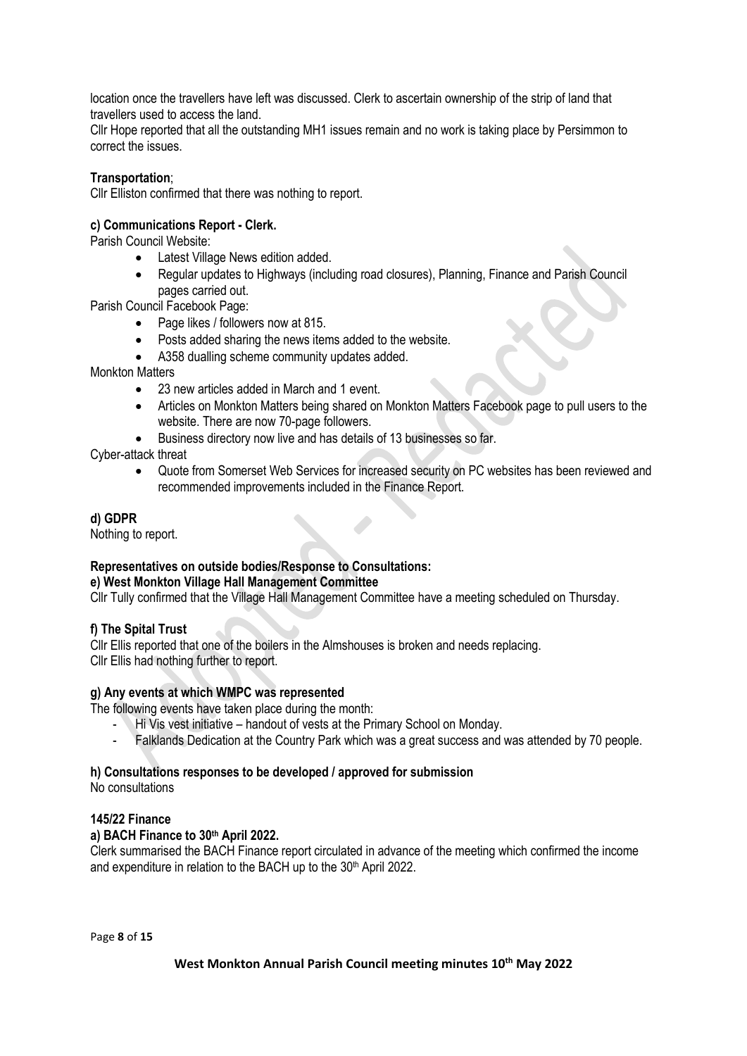location once the travellers have left was discussed. Clerk to ascertain ownership of the strip of land that travellers used to access the land.

Cllr Hope reported that all the outstanding MH1 issues remain and no work is taking place by Persimmon to correct the issues.

**Transportation**;

Cllr Elliston confirmed that there was nothing to report.

**c) Communications Report - Clerk.**

Parish Council Website:

- Latest Village News edition added.
- Regular updates to Highways (including road closures), Planning, Finance and Parish Council pages carried out.

Parish Council Facebook Page:

- Page likes / followers now at 815.
- Posts added sharing the news items added to the website.
- A358 dualling scheme community updates added.

Monkton Matters

- 23 new articles added in March and 1 event.
- Articles on Monkton Matters being shared on Monkton Matters Facebook page to pull users to the website. There are now 70-page followers.
- Business directory now live and has details of 13 businesses so far.

Cyber-attack threat

- Quote from Somerset Web Services for increased security on PC websites has been reviewed and recommended improvements included in the Finance Report.

**d) GDPR**

Nothing to report.

**Representatives on outside bodies/Response to Consultations:**

**e) West Monkton Village Hall Management Committee**

Cllr Tully confirmed that the Village Hall Management Committee have a meeting scheduled on Thursday.

**f) The Spital Trust**

Cllr Ellis reported that one of the boilers in the Almshouses is broken and needs replacing.
Cllr Ellis had nothing further to report.

**g) Any events at which WMPC was represented**

The following events have taken place during the month:

- Hi Vis vest initiative – handout of vests at the Primary School on Monday.
- Falklands Dedication at the Country Park which was a great success and was attended by 70 people.

**h) Consultations responses to be developed / approved for submission**

No consultations

**145/22 Finance**

**a) BACH Finance to 30th April 2022.**

Clerk summarised the BACH Finance report circulated in advance of the meeting which confirmed the income and expenditure in relation to the BACH up to the 30th April 2022.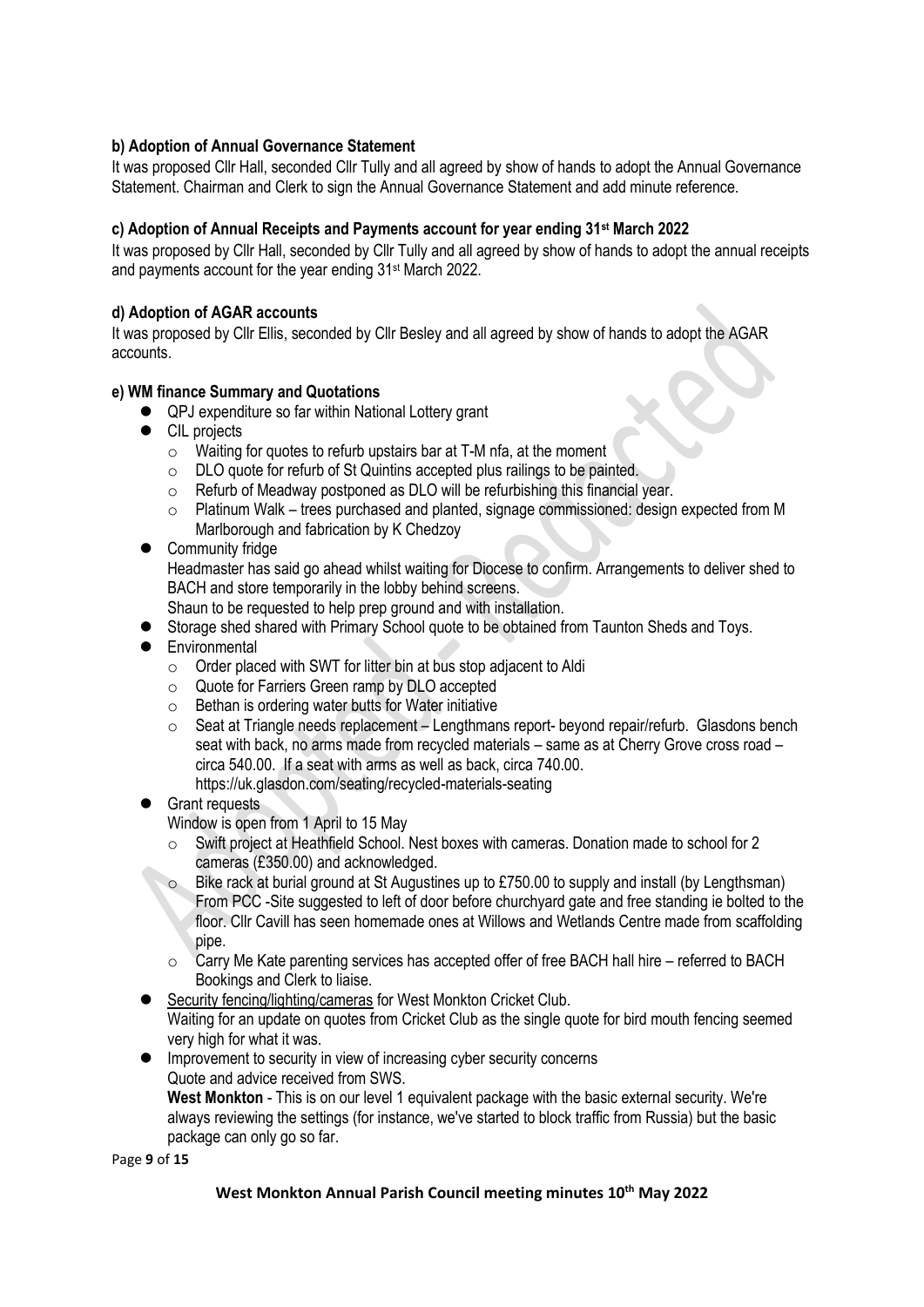**b) Adoption of Annual Governance Statement**

It was proposed Cllr Hall, seconded Cllr Tully and all agreed by show of hands to adopt the Annual Governance Statement. Chairman and Clerk to sign the Annual Governance Statement and add minute reference.

**c) Adoption of Annual Receipts and Payments account for year ending 31st March 2022**

It was proposed by Cllr Hall, seconded by Cllr Tully and all agreed by show of hands to adopt the annual receipts and payments account for the year ending 31st March 2022.

**d) Adoption of AGAR accounts**

It was proposed by Cllr Ellis, seconded by Cllr Besley and all agreed by show of hands to adopt the AGAR accounts.

**e) WM finance Summary and Quotations**

- QPJ expenditure so far within National Lottery grant
- CIL projects
  - Waiting for quotes to refurb upstairs bar at T-M nfa, at the moment
  - DLO quote for refurb of St Quintins accepted plus railings to be painted.
  - Refurb of Meadway postponed as DLO will be refurbishing this financial year.
  - Platinum Walk – trees purchased and planted, signage commissioned: design expected from M Marlborough and fabrication by K Chedzoy
- Community fridge

  Headmaster has said go ahead whilst waiting for Diocese to confirm. Arrangements to deliver shed to BACH and store temporarily in the lobby behind screens.

  Shaun to be requested to help prep ground and with installation.
- Storage shed shared with Primary School quote to be obtained from Taunton Sheds and Toys.
- Environmental
  - Order placed with SWT for litter bin at bus stop adjacent to Aldi
  - Quote for Farriers Green ramp by DLO accepted
  - Bethan is ordering water butts for Water initiative
  - Seat at Triangle needs replacement – Lengthmans report- beyond repair/refurb. Glasdons bench seat with back, no arms made from recycled materials – same as at Cherry Grove cross road – circa 540.00. If a seat with arms as well as back, circa 740.00. https://uk.glasdon.com/seating/recycled-materials-seating
- Grant requests

  Window is open from 1 April to 15 May
  - Swift project at Heathfield School. Nest boxes with cameras. Donation made to school for 2 cameras (£350.00) and acknowledged.
  - Bike rack at burial ground at St Augustines up to £750.00 to supply and install (by Lengthsman) From PCC -Site suggested to left of door before churchyard gate and free standing ie bolted to the floor. Cllr Cavill has seen homemade ones at Willows and Wetlands Centre made from scaffolding pipe.
  - Carry Me Kate parenting services has accepted offer of free BACH hall hire – referred to BACH Bookings and Clerk to liaise.
- Security fencing/lighting/cameras for West Monkton Cricket Club.

  Waiting for an update on quotes from Cricket Club as the single quote for bird mouth fencing seemed very high for what it was.
- Improvement to security in view of increasing cyber security concerns

  Quote and advice received from SWS.

  **West Monkton** - This is on our level 1 equivalent package with the basic external security. We're always reviewing the settings (for instance, we've started to block traffic from Russia) but the basic package can only go so far.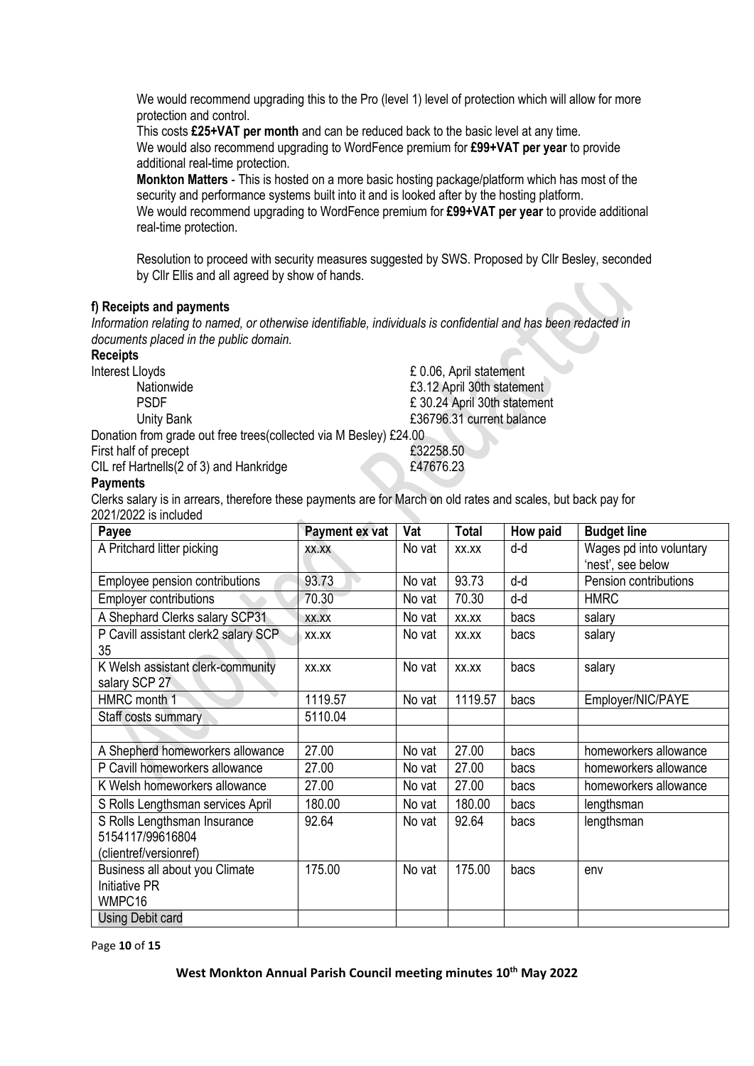We would recommend upgrading this to the Pro (level 1) level of protection which will allow for more protection and control.

This costs **£25+VAT per month** and can be reduced back to the basic level at any time.

We would also recommend upgrading to WordFence premium for **£99+VAT per year** to provide additional real-time protection.

**Monkton Matters** - This is hosted on a more basic hosting package/platform which has most of the security and performance systems built into it and is looked after by the hosting platform.

We would recommend upgrading to WordFence premium for **£99+VAT per year** to provide additional real-time protection.

Resolution to proceed with security measures suggested by SWS. Proposed by Cllr Besley, seconded by Cllr Ellis and all agreed by show of hands.

**f) Receipts and payments**

*Information relating to named, or otherwise identifiable, individuals is confidential and has been redacted in documents placed in the public domain.*

**Receipts**

Interest Lloyds £ 0.06, April statement

Nationwide £3.12 April 30th statement

PSDF £ 30.24 April 30th statement

Unity Bank £36796.31 current balance

Donation from grade out free trees(collected via M Besley) £24.00

First half of precept £32258.50

CIL ref Hartnells(2 of 3) and Hankridge £47676.23

**Payments**

Clerks salary is in arrears, therefore these payments are for March on old rates and scales, but back pay for 2021/2022 is included

| Payee | Payment ex vat | Vat | Total | How paid | Budget line |
|---|---|---|---|---|---|
| A Pritchard litter picking | xx.xx | No vat | xx.xx | d-d | Wages pd into voluntary 'nest', see below |
| Employee pension contributions | 93.73 | No vat | 93.73 | d-d | Pension contributions |
| Employer contributions | 70.30 | No vat | 70.30 | d-d | HMRC |
| A Shephard Clerks salary SCP31 | xx.xx | No vat | xx.xx | bacs | salary |
| P Cavill assistant clerk2 salary SCP 35 | xx.xx | No vat | xx.xx | bacs | salary |
| K Welsh assistant clerk-community salary SCP 27 | xx.xx | No vat | xx.xx | bacs | salary |
| HMRC month 1 | 1119.57 | No vat | 1119.57 | bacs | Employer/NIC/PAYE |
| Staff costs summary | 5110.04 | | | | |
| | | | | | |
| A Shepherd homeworkers allowance | 27.00 | No vat | 27.00 | bacs | homeworkers allowance |
| P Cavill homeworkers allowance | 27.00 | No vat | 27.00 | bacs | homeworkers allowance |
| K Welsh homeworkers allowance | 27.00 | No vat | 27.00 | bacs | homeworkers allowance |
| S Rolls Lengthsman services April | 180.00 | No vat | 180.00 | bacs | lengthsman |
| S Rolls Lengthsman Insurance 5154117/99616804 (clientref/versionref) | 92.64 | No vat | 92.64 | bacs | lengthsman |
| Business all about you Climate Initiative PR WMPC16 | 175.00 | No vat | 175.00 | bacs | env |
| Using Debit card | | | | | |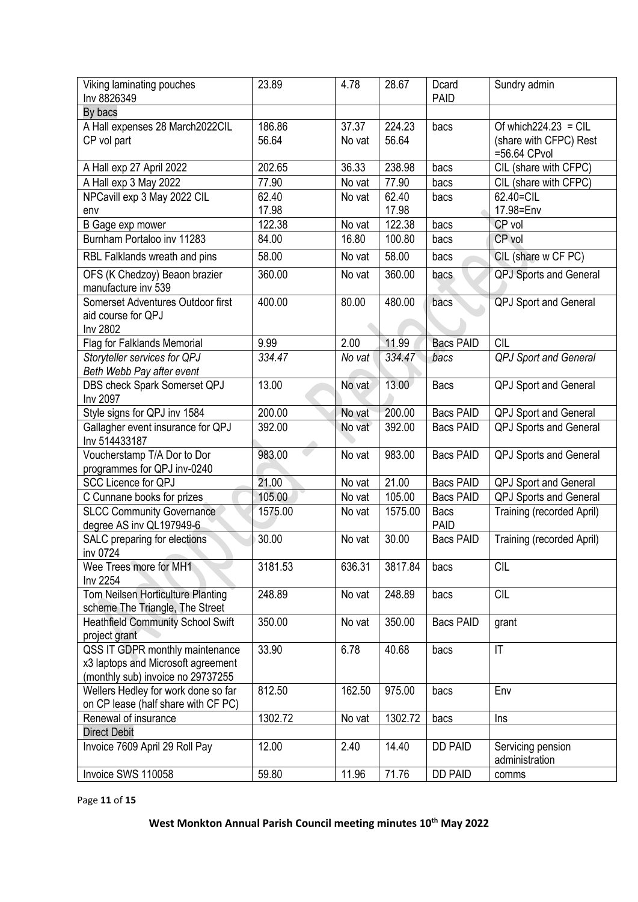| Viking laminating pouches Inv 8826349 | 23.89 | 4.78 | 28.67 | Dcard PAID | Sundry admin |
|---|---|---|---|---|---|
| By bacs | | | | | |
| A Hall expenses 28 March2022CIL CP vol part | 186.86 56.64 | 37.37 No vat | 224.23 56.64 | bacs | Of which224.23 = CIL (share with CFPC) Rest =56.64 CPvol |
| A Hall exp 27 April 2022 | 202.65 | 36.33 | 238.98 | bacs | CIL (share with CFPC) |
| A Hall exp 3 May 2022 | 77.90 | No vat | 77.90 | bacs | CIL (share with CFPC) |
| NPCavill exp 3 May 2022 CIL env | 62.40 17.98 | No vat | 62.40 17.98 | bacs | 62.40=CIL 17.98=Env |
| B Gage exp mower | 122.38 | No vat | 122.38 | bacs | CP vol |
| Burnham Portaloo inv 11283 | 84.00 | 16.80 | 100.80 | bacs | CP vol |
| RBL Falklands wreath and pins | 58.00 | No vat | 58.00 | bacs | CIL (share w CF PC) |
| OFS (K Chedzoy) Beaon brazier manufacture inv 539 | 360.00 | No vat | 360.00 | bacs | QPJ Sports and General |
| Somerset Adventures Outdoor first aid course for QPJ Inv 2802 | 400.00 | 80.00 | 480.00 | bacs | QPJ Sport and General |
| Flag for Falklands Memorial | 9.99 | 2.00 | 11.99 | Bacs PAID | CIL |
| *Storyteller services for QPJ Beth Webb Pay after event* | *334.47* | *No vat* | *334.47* | *bacs* | *QPJ Sport and General* |
| DBS check Spark Somerset QPJ Inv 2097 | 13.00 | No vat | 13.00 | Bacs | QPJ Sport and General |
| Style signs for QPJ inv 1584 | 200.00 | No vat | 200.00 | Bacs PAID | QPJ Sport and General |
| Gallagher event insurance for QPJ Inv 514433187 | 392.00 | No vat | 392.00 | Bacs PAID | QPJ Sports and General |
| Voucherstamp T/A Dor to Dor programmes for QPJ inv-0240 | 983.00 | No vat | 983.00 | Bacs PAID | QPJ Sports and General |
| SCC Licence for QPJ | 21.00 | No vat | 21.00 | Bacs PAID | QPJ Sport and General |
| C Cunnane books for prizes | 105.00 | No vat | 105.00 | Bacs PAID | QPJ Sports and General |
| SLCC Community Governance degree AS inv QL197949-6 | 1575.00 | No vat | 1575.00 | Bacs PAID | Training (recorded April) |
| SALC preparing for elections inv 0724 | 30.00 | No vat | 30.00 | Bacs PAID | Training (recorded April) |
| Wee Trees more for MH1 Inv 2254 | 3181.53 | 636.31 | 3817.84 | bacs | CIL |
| Tom Neilsen Horticulture Planting scheme The Triangle, The Street | 248.89 | No vat | 248.89 | bacs | CIL |
| Heathfield Community School Swift project grant | 350.00 | No vat | 350.00 | Bacs PAID | grant |
| QSS IT GDPR monthly maintenance x3 laptops and Microsoft agreement (monthly sub) invoice no 29737255 | 33.90 | 6.78 | 40.68 | bacs | IT |
| Wellers Hedley for work done so far on CP lease (half share with CF PC) | 812.50 | 162.50 | 975.00 | bacs | Env |
| Renewal of insurance | 1302.72 | No vat | 1302.72 | bacs | Ins |
| Direct Debit | | | | | |
| Invoice 7609 April 29 Roll Pay | 12.00 | 2.40 | 14.40 | DD PAID | Servicing pension administration |
| Invoice SWS 110058 | 59.80 | 11.96 | 71.76 | DD PAID | comms |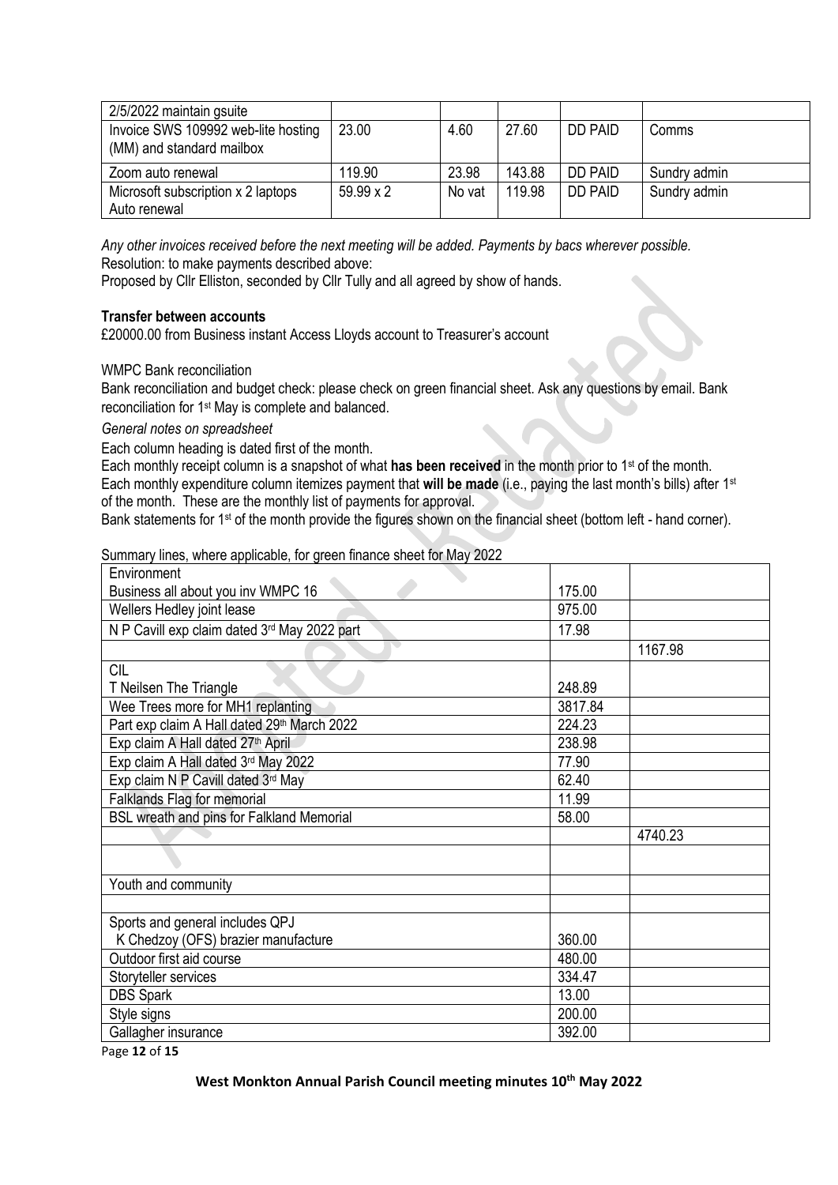| | | | | | |
|---|---|---|---|---|---|
| 2/5/2022 maintain gsuite | | | | | |
| Invoice SWS 109992 web-lite hosting (MM) and standard mailbox | 23.00 | 4.60 | 27.60 | DD PAID | Comms |
| Zoom auto renewal | 119.90 | 23.98 | 143.88 | DD PAID | Sundry admin |
| Microsoft subscription x 2 laptops Auto renewal | 59.99 x 2 | No vat | 119.98 | DD PAID | Sundry admin |

*Any other invoices received before the next meeting will be added. Payments by bacs wherever possible.*
Resolution: to make payments described above:
Proposed by Cllr Elliston, seconded by Cllr Tully and all agreed by show of hands.

**Transfer between accounts**
£20000.00 from Business instant Access Lloyds account to Treasurer's account

WMPC Bank reconciliation
Bank reconciliation and budget check: please check on green financial sheet. Ask any questions by email. Bank reconciliation for 1st May is complete and balanced.

*General notes on spreadsheet*
Each column heading is dated first of the month.
Each monthly receipt column is a snapshot of what **has been received** in the month prior to 1st of the month.
Each monthly expenditure column itemizes payment that **will be made** (i.e., paying the last month's bills) after 1st of the month. These are the monthly list of payments for approval.
Bank statements for 1st of the month provide the figures shown on the financial sheet (bottom left - hand corner).

Summary lines, where applicable, for green finance sheet for May 2022

| | | |
|---|---|---|
| Environment<br>Business all about you inv WMPC 16 | 175.00 | |
| Wellers Hedley joint lease | 975.00 | |
| N P Cavill exp claim dated 3rd May 2022 part | 17.98 | |
| | | 1167.98 |
| CIL<br>T Neilsen The Triangle | 248.89 | |
| Wee Trees more for MH1 replanting | 3817.84 | |
| Part exp claim A Hall dated 29th March 2022 | 224.23 | |
| Exp claim A Hall dated 27th April | 238.98 | |
| Exp claim A Hall dated 3rd May 2022 | 77.90 | |
| Exp claim N P Cavill dated 3rd May | 62.40 | |
| Falklands Flag for memorial | 11.99 | |
| BSL wreath and pins for Falkland Memorial | 58.00 | |
| | | 4740.23 |
| | | |
| Youth and community | | |
| | | |
| Sports and general includes QPJ<br>K Chedzoy (OFS) brazier manufacture | 360.00 | |
| Outdoor first aid course | 480.00 | |
| Storyteller services | 334.47 | |
| DBS Spark | 13.00 | |
| Style signs | 200.00 | |
| Gallagher insurance | 392.00 | |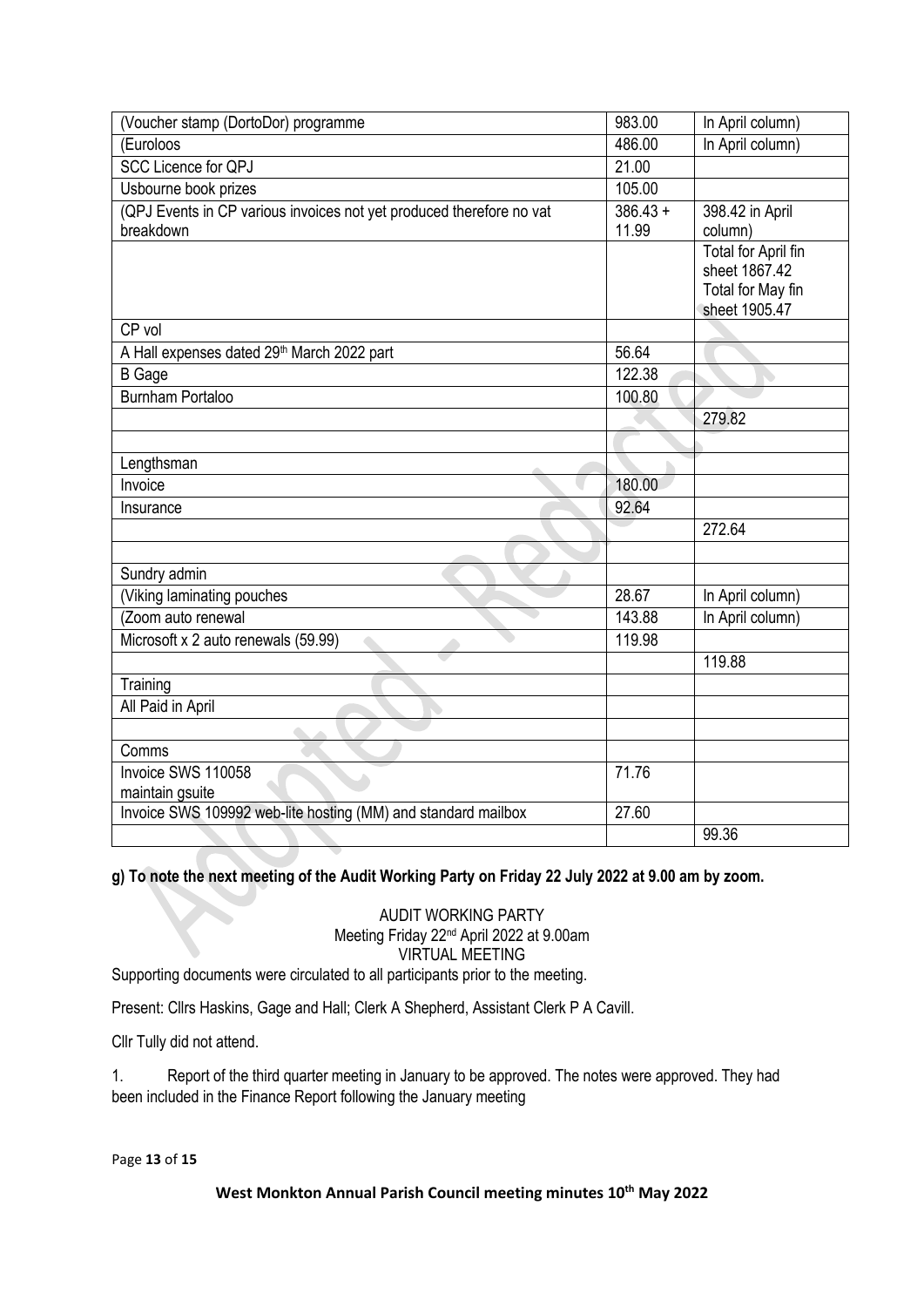| | | |
|---|---|---|
| (Voucher stamp (DortoDor) programme | 983.00 | In April column) |
| (Euroloos | 486.00 | In April column) |
| SCC Licence for QPJ | 21.00 | |
| Usbourne book prizes | 105.00 | |
| (QPJ Events in CP various invoices not yet produced therefore no vat breakdown | 386.43 + 11.99 | 398.42 in April column) |
| | | Total for April fin sheet 1867.42 Total for May fin sheet 1905.47 |
| CP vol | | |
| A Hall expenses dated 29th March 2022 part | 56.64 | |
| B Gage | 122.38 | |
| Burnham Portaloo | 100.80 | |
| | | 279.82 |
| | | |
| Lengthsman | | |
| Invoice | 180.00 | |
| Insurance | 92.64 | |
| | | 272.64 |
| | | |
| Sundry admin | | |
| (Viking laminating pouches | 28.67 | In April column) |
| (Zoom auto renewal | 143.88 | In April column) |
| Microsoft x 2 auto renewals (59.99) | 119.98 | |
| | | 119.88 |
| Training | | |
| All Paid in April | | |
| | | |
| Comms | | |
| Invoice SWS 110058 maintain gsuite | 71.76 | |
| Invoice SWS 109992 web-lite hosting (MM) and standard mailbox | 27.60 | |
| | | 99.36 |

**g) To note the next meeting of the Audit Working Party on Friday 22 July 2022 at 9.00 am by zoom.**

AUDIT WORKING PARTY
Meeting Friday 22nd April 2022 at 9.00am
VIRTUAL MEETING

Supporting documents were circulated to all participants prior to the meeting.

Present: Cllrs Haskins, Gage and Hall; Clerk A Shepherd, Assistant Clerk P A Cavill.

Cllr Tully did not attend.

1. Report of the third quarter meeting in January to be approved. The notes were approved. They had been included in the Finance Report following the January meeting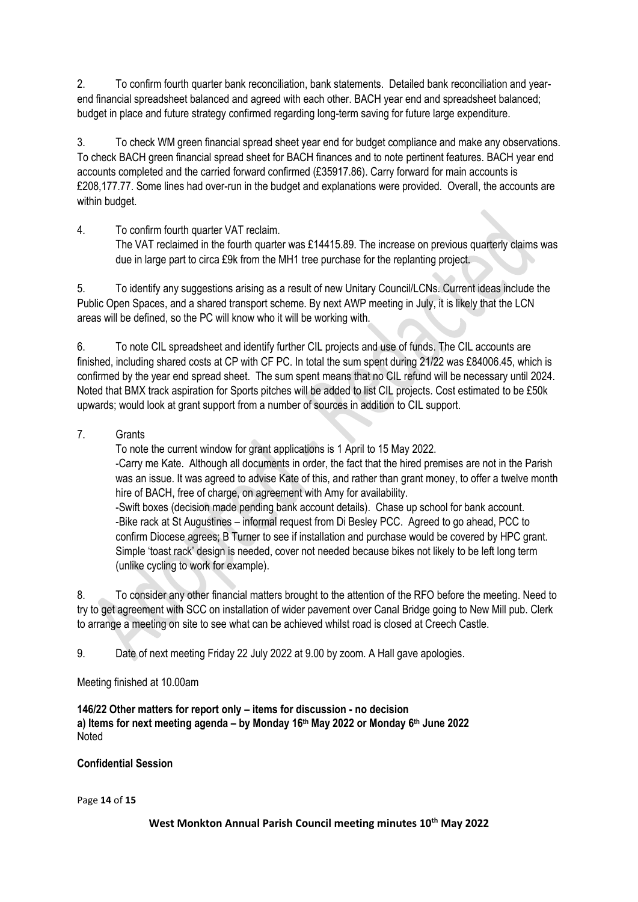2. To confirm fourth quarter bank reconciliation, bank statements. Detailed bank reconciliation and year-end financial spreadsheet balanced and agreed with each other. BACH year end and spreadsheet balanced; budget in place and future strategy confirmed regarding long-term saving for future large expenditure.

3. To check WM green financial spread sheet year end for budget compliance and make any observations. To check BACH green financial spread sheet for BACH finances and to note pertinent features. BACH year end accounts completed and the carried forward confirmed (£35917.86). Carry forward for main accounts is £208,177.77. Some lines had over-run in the budget and explanations were provided. Overall, the accounts are within budget.

4. To confirm fourth quarter VAT reclaim.
The VAT reclaimed in the fourth quarter was £14415.89. The increase on previous quarterly claims was due in large part to circa £9k from the MH1 tree purchase for the replanting project.

5. To identify any suggestions arising as a result of new Unitary Council/LCNs. Current ideas include the Public Open Spaces, and a shared transport scheme. By next AWP meeting in July, it is likely that the LCN areas will be defined, so the PC will know who it will be working with.

6. To note CIL spreadsheet and identify further CIL projects and use of funds. The CIL accounts are finished, including shared costs at CP with CF PC. In total the sum spent during 21/22 was £84006.45, which is confirmed by the year end spread sheet. The sum spent means that no CIL refund will be necessary until 2024. Noted that BMX track aspiration for Sports pitches will be added to list CIL projects. Cost estimated to be £50k upwards; would look at grant support from a number of sources in addition to CIL support.

7. Grants
To note the current window for grant applications is 1 April to 15 May 2022.
-Carry me Kate. Although all documents in order, the fact that the hired premises are not in the Parish was an issue. It was agreed to advise Kate of this, and rather than grant money, to offer a twelve month hire of BACH, free of charge, on agreement with Amy for availability.
-Swift boxes (decision made pending bank account details). Chase up school for bank account.
-Bike rack at St Augustines – informal request from Di Besley PCC. Agreed to go ahead, PCC to confirm Diocese agrees; B Turner to see if installation and purchase would be covered by HPC grant. Simple 'toast rack' design is needed, cover not needed because bikes not likely to be left long term (unlike cycling to work for example).

8. To consider any other financial matters brought to the attention of the RFO before the meeting. Need to try to get agreement with SCC on installation of wider pavement over Canal Bridge going to New Mill pub. Clerk to arrange a meeting on site to see what can be achieved whilst road is closed at Creech Castle.

9. Date of next meeting Friday 22 July 2022 at 9.00 by zoom. A Hall gave apologies.

Meeting finished at 10.00am

**146/22 Other matters for report only – items for discussion - no decision**
**a) Items for next meeting agenda – by Monday 16th May 2022 or Monday 6th June 2022**
Noted

**Confidential Session**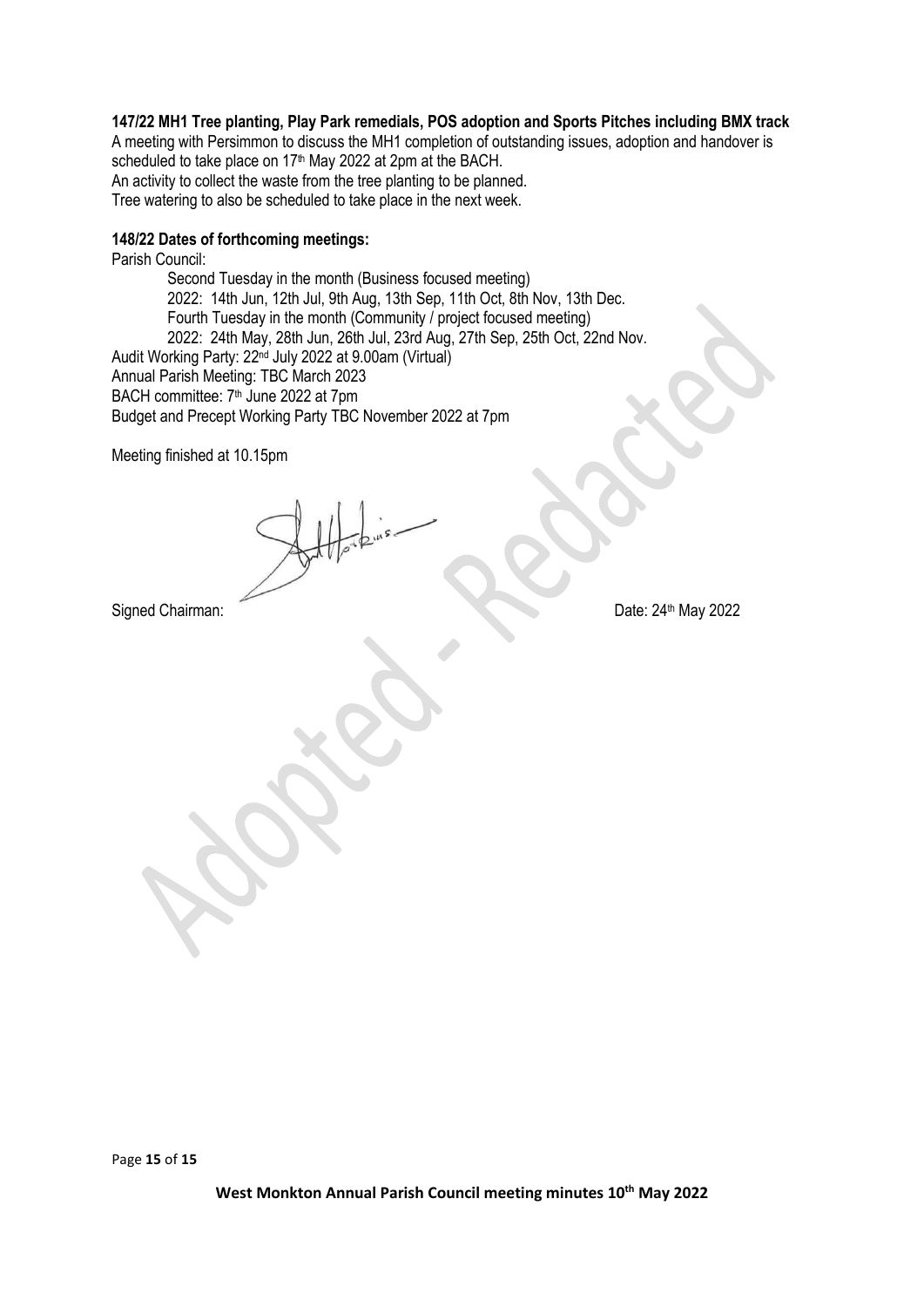**147/22 MH1 Tree planting, Play Park remedials, POS adoption and Sports Pitches including BMX track**

A meeting with Persimmon to discuss the MH1 completion of outstanding issues, adoption and handover is scheduled to take place on 17th May 2022 at 2pm at the BACH.
An activity to collect the waste from the tree planting to be planned.
Tree watering to also be scheduled to take place in the next week.

**148/22 Dates of forthcoming meetings:**

Parish Council:

Second Tuesday in the month (Business focused meeting)
2022: 14th Jun, 12th Jul, 9th Aug, 13th Sep, 11th Oct, 8th Nov, 13th Dec.
Fourth Tuesday in the month (Community / project focused meeting)
2022: 24th May, 28th Jun, 26th Jul, 23rd Aug, 27th Sep, 25th Oct, 22nd Nov.

Audit Working Party: 22nd July 2022 at 9.00am (Virtual)
Annual Parish Meeting: TBC March 2023
BACH committee: 7th June 2022 at 7pm
Budget and Precept Working Party TBC November 2022 at 7pm

Meeting finished at 10.15pm

Signed Chairman: Date: 24th May 2022